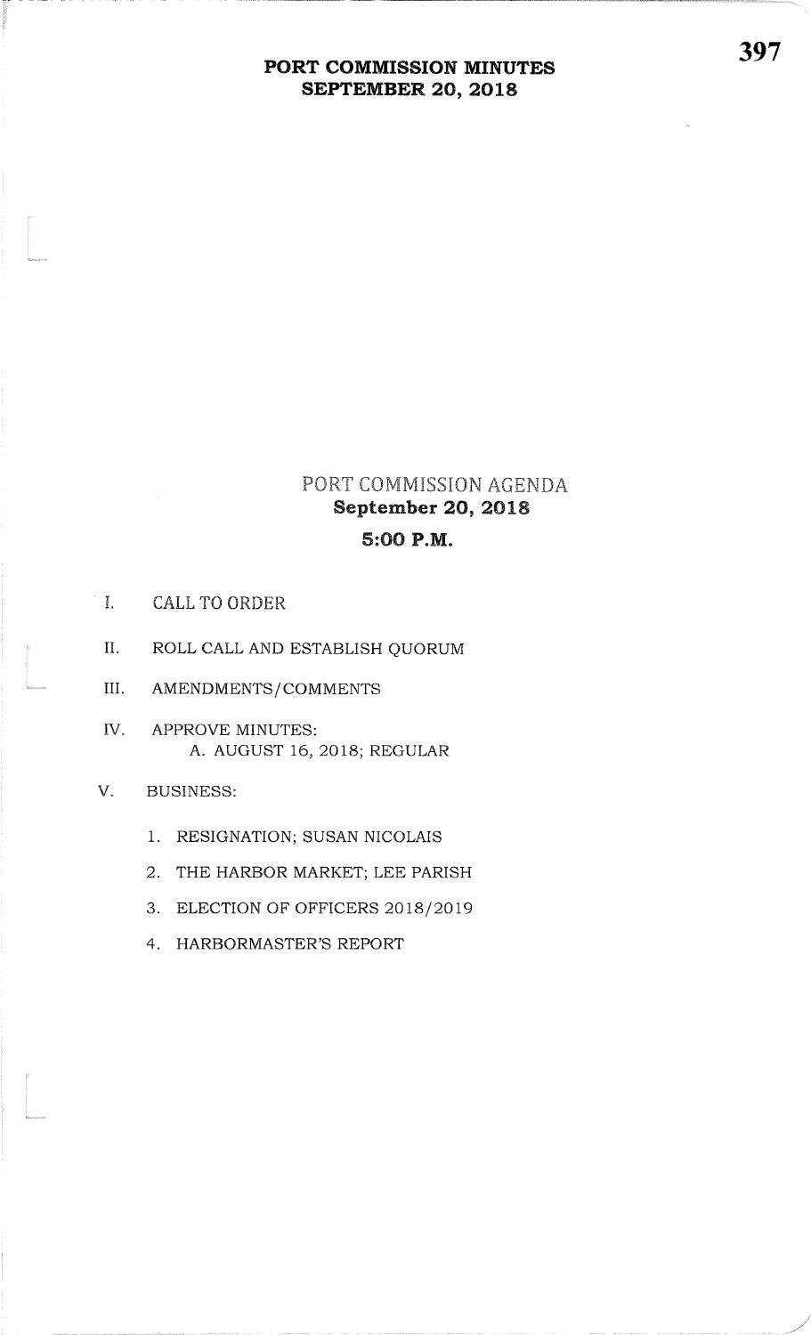# PORT COMMISSION MINUTES
# SEPTEMBER 20, 2018

## PORT COMMISSION AGENDA
**September 20, 2018**

**5:00 P.M.**

I. CALL TO ORDER

II. ROLL CALL AND ESTABLISH QUORUM

III. AMENDMENTS/COMMENTS

IV. APPROVE MINUTES:
    A. AUGUST 16, 2018; REGULAR

V. BUSINESS:

1. RESIGNATION; SUSAN NICOLAIS
2. THE HARBOR MARKET; LEE PARISH
3. ELECTION OF OFFICERS 2018/2019
4. HARBORMASTER'S REPORT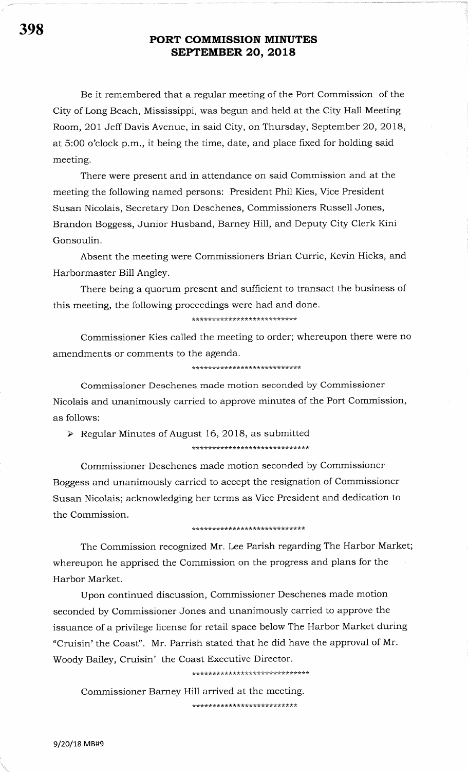# PORT COMMISSION MINUTES
# SEPTEMBER 20, 2018

Be it remembered that a regular meeting of the Port Commission of the City of Long Beach, Mississippi, was begun and held at the City Hall Meeting Room, 201 Jeff Davis Avenue, in said City, on Thursday, September 20, 2018, at 5:00 o'clock p.m., it being the time, date, and place fixed for holding said meeting.

There were present and in attendance on said Commission and at the meeting the following named persons: President Phil Kies, Vice President Susan Nicolais, Secretary Don Deschenes, Commissioners Russell Jones, Brandon Boggess, Junior Husband, Barney Hill, and Deputy City Clerk Kini Gonsoulin.

Absent the meeting were Commissioners Brian Currie, Kevin Hicks, and Harbormaster Bill Angley.

There being a quorum present and sufficient to transact the business of this meeting, the following proceedings were had and done.

***************************

Commissioner Kies called the meeting to order; whereupon there were no amendments or comments to the agenda.

****************************

Commissioner Deschenes made motion seconded by Commissioner Nicolais and unanimously carried to approve minutes of the Port Commission, as follows:

- Regular Minutes of August 16, 2018, as submitted

******************************

Commissioner Deschenes made motion seconded by Commissioner Boggess and unanimously carried to accept the resignation of Commissioner Susan Nicolais; acknowledging her terms as Vice President and dedication to the Commission.

*****************************

The Commission recognized Mr. Lee Parish regarding The Harbor Market; whereupon he apprised the Commission on the progress and plans for the Harbor Market.

Upon continued discussion, Commissioner Deschenes made motion seconded by Commissioner Jones and unanimously carried to approve the issuance of a privilege license for retail space below The Harbor Market during "Cruisin' the Coast". Mr. Parrish stated that he did have the approval of Mr. Woody Bailey, Cruisin' the Coast Executive Director.

******************************

Commissioner Barney Hill arrived at the meeting.

***************************

9/20/18 MB#9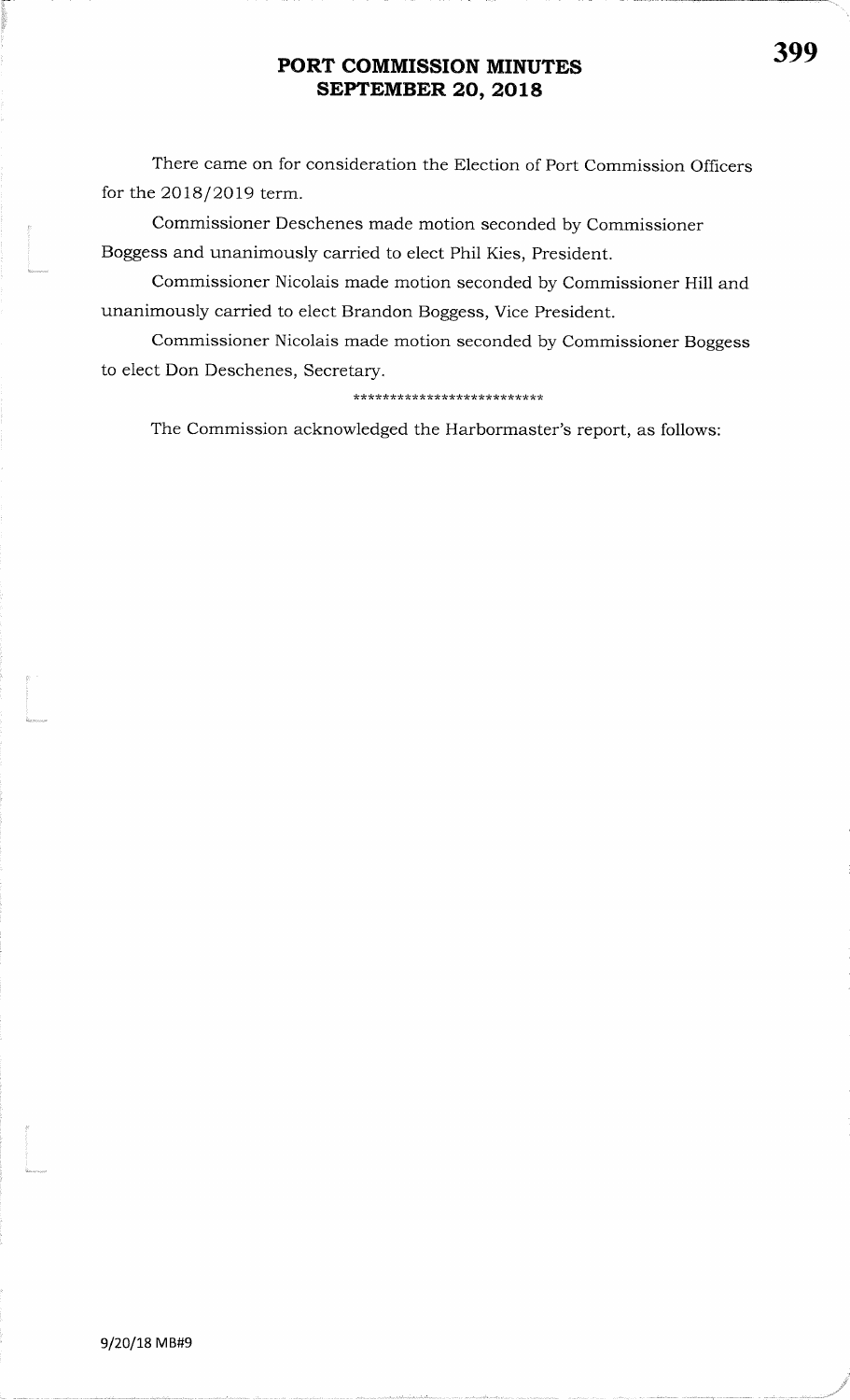# PORT COMMISSION MINUTES
## SEPTEMBER 20, 2018

There came on for consideration the Election of Port Commission Officers for the 2018/2019 term.

Commissioner Deschenes made motion seconded by Commissioner Boggess and unanimously carried to elect Phil Kies, President.

Commissioner Nicolais made motion seconded by Commissioner Hill and unanimously carried to elect Brandon Boggess, Vice President.

Commissioner Nicolais made motion seconded by Commissioner Boggess to elect Don Deschenes, Secretary.

**************************

The Commission acknowledged the Harbormaster's report, as follows:

9/20/18 MB#9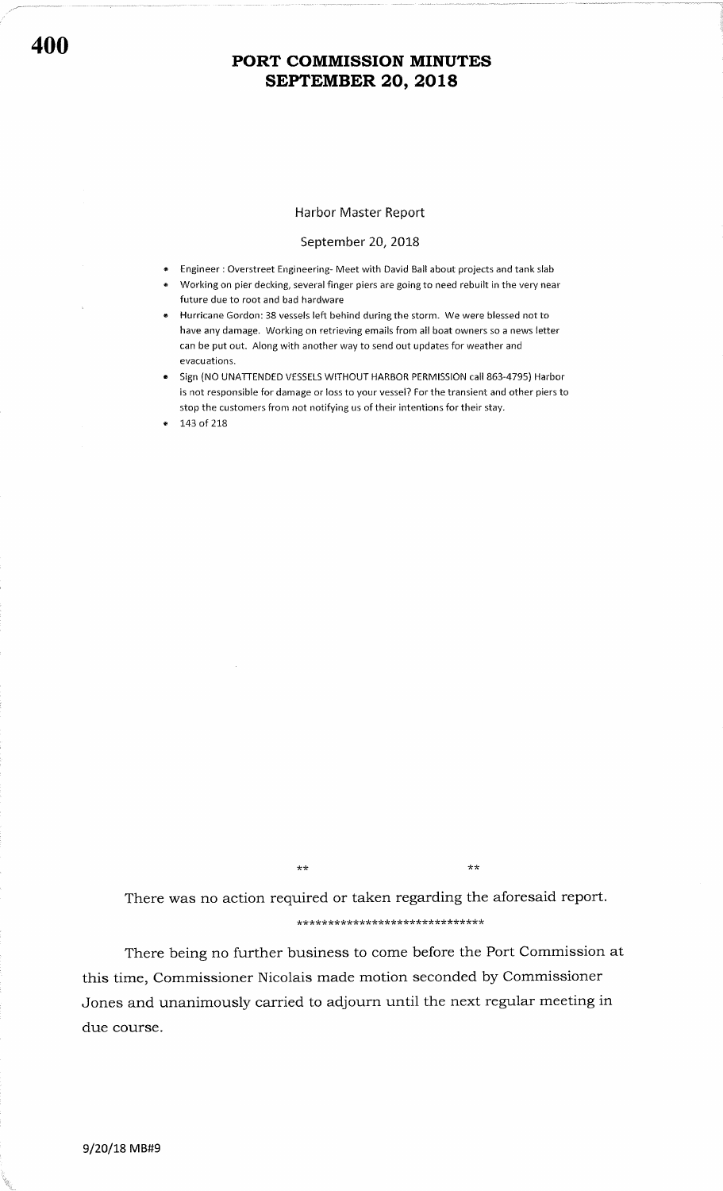# PORT COMMISSION MINUTES
# SEPTEMBER 20, 2018

## Harbor Master Report

September 20, 2018

- Engineer : Overstreet Engineering- Meet with David Ball about projects and tank slab
- Working on pier decking, several finger piers are going to need rebuilt in the very near future due to root and bad hardware
- Hurricane Gordon: 38 vessels left behind during the storm. We were blessed not to have any damage. Working on retrieving emails from all boat owners so a news letter can be put out. Along with another way to send out updates for weather and evacuations.
- Sign (NO UNATTENDED VESSELS WITHOUT HARBOR PERMISSION call 863-4795) Harbor is not responsible for damage or loss to your vessel? For the transient and other piers to stop the customers from not notifying us of their intentions for their stay.
- 143 of 218

** **

There was no action required or taken regarding the aforesaid report.

******************************

There being no further business to come before the Port Commission at this time, Commissioner Nicolais made motion seconded by Commissioner Jones and unanimously carried to adjourn until the next regular meeting in due course.

9/20/18 MB#9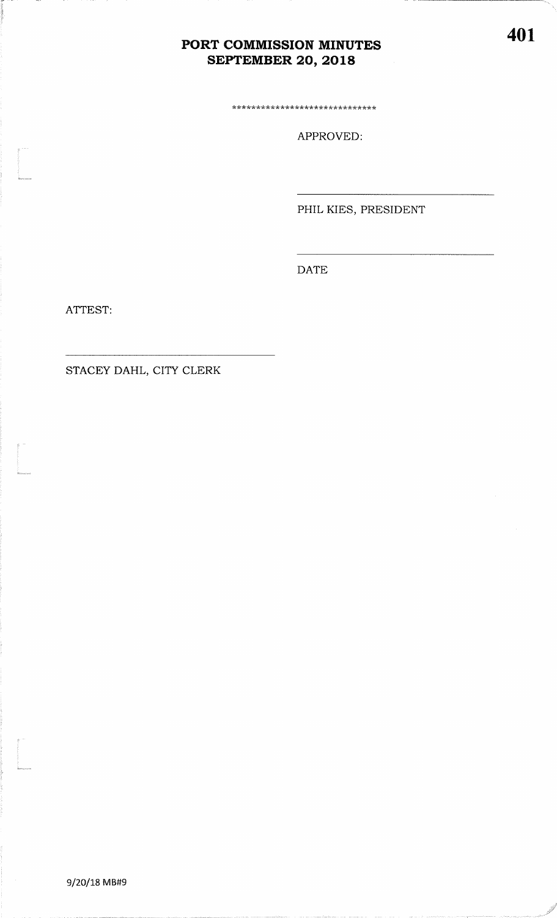*****************************

APPROVED:

\_\_\_\_\_\_\_\_\_\_\_\_\_\_\_\_\_\_\_\_\_\_\_\_\_\_\_\_\_\_

PHIL KIES, PRESIDENT

\_\_\_\_\_\_\_\_\_\_\_\_\_\_\_\_\_\_\_\_\_\_\_\_\_\_\_\_\_\_

DATE

ATTEST:

\_\_\_\_\_\_\_\_\_\_\_\_\_\_\_\_\_\_\_\_\_\_\_\_\_\_\_\_\_\_

STACEY DAHL, CITY CLERK

9/20/18 MB#9